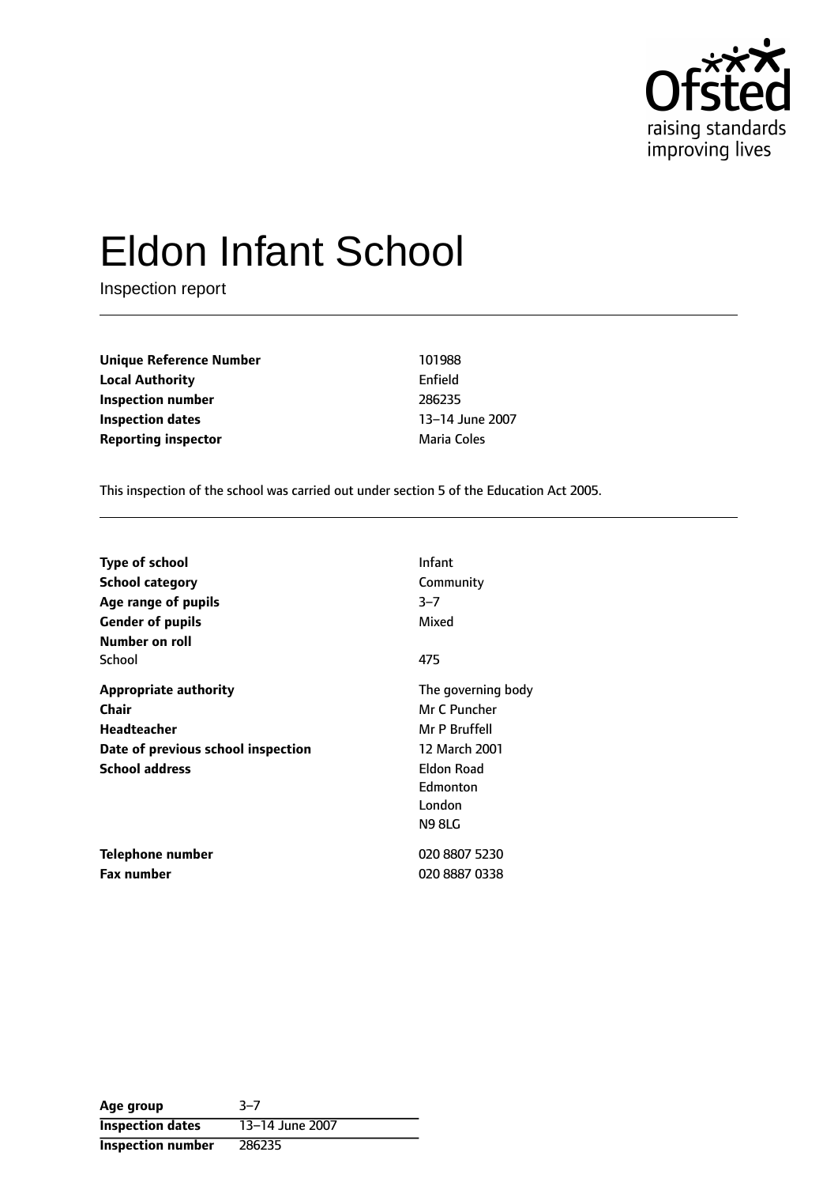# Eldon Infant School

Inspection report

| | |
|---|---|
| **Unique Reference Number** | 101988 |
| **Local Authority** | Enfield |
| **Inspection number** | 286235 |
| **Inspection dates** | 13–14 June 2007 |
| **Reporting inspector** | Maria Coles |

This inspection of the school was carried out under section 5 of the Education Act 2005.

| | |
|---|---|
| **Type of school** | Infant |
| **School category** | Community |
| **Age range of pupils** | 3–7 |
| **Gender of pupils** | Mixed |
| **Number on roll** | |
| School | 475 |
| **Appropriate authority** | The governing body |
| **Chair** | Mr C Puncher |
| **Headteacher** | Mr P Bruffell |
| **Date of previous school inspection** | 12 March 2001 |
| **School address** | Eldon Road<br>Edmonton<br>London<br>N9 8LG |
| **Telephone number** | 020 8807 5230 |
| **Fax number** | 020 8887 0338 |

| | |
|---|---|
| **Age group** | 3–7 |
| **Inspection dates** | 13–14 June 2007 |
| **Inspection number** | 286235 |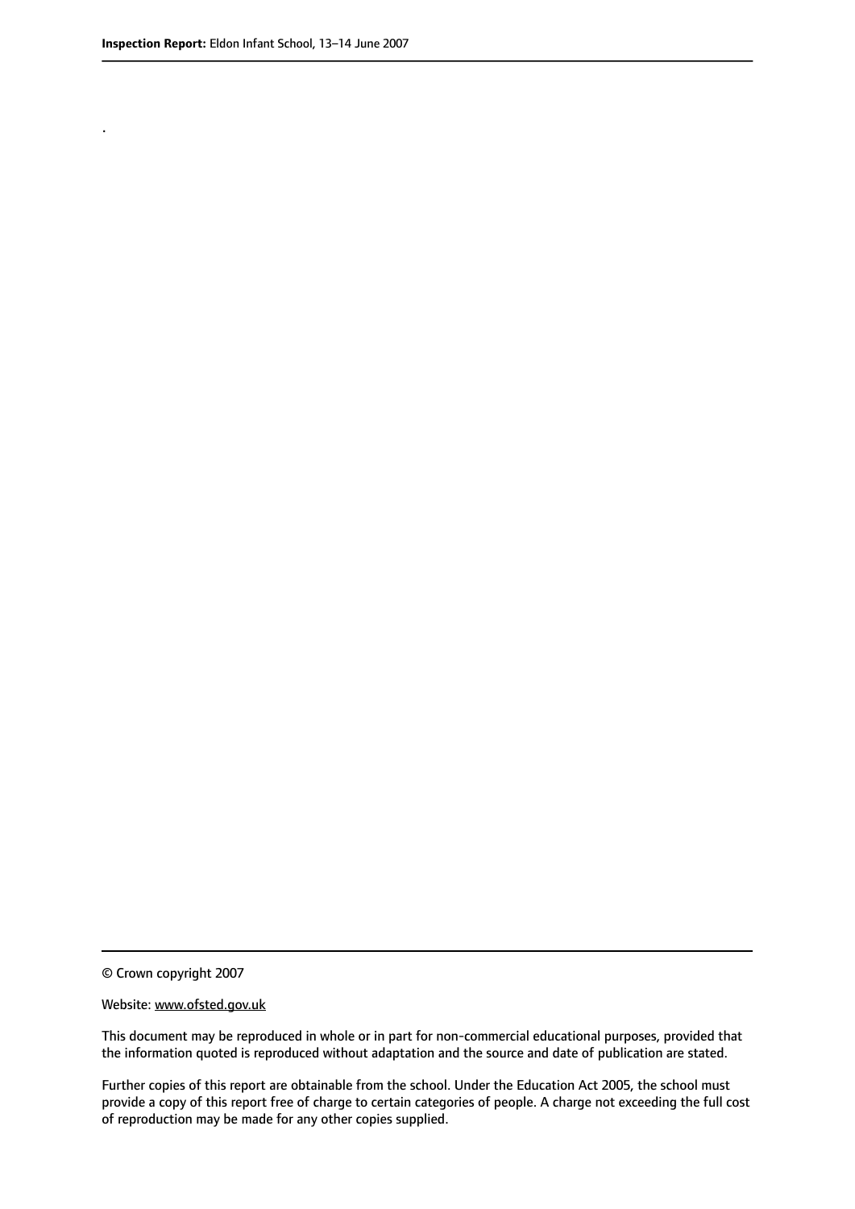.

© Crown copyright 2007

Website: www.ofsted.gov.uk

This document may be reproduced in whole or in part for non-commercial educational purposes, provided that the information quoted is reproduced without adaptation and the source and date of publication are stated.

Further copies of this report are obtainable from the school. Under the Education Act 2005, the school must provide a copy of this report free of charge to certain categories of people. A charge not exceeding the full cost of reproduction may be made for any other copies supplied.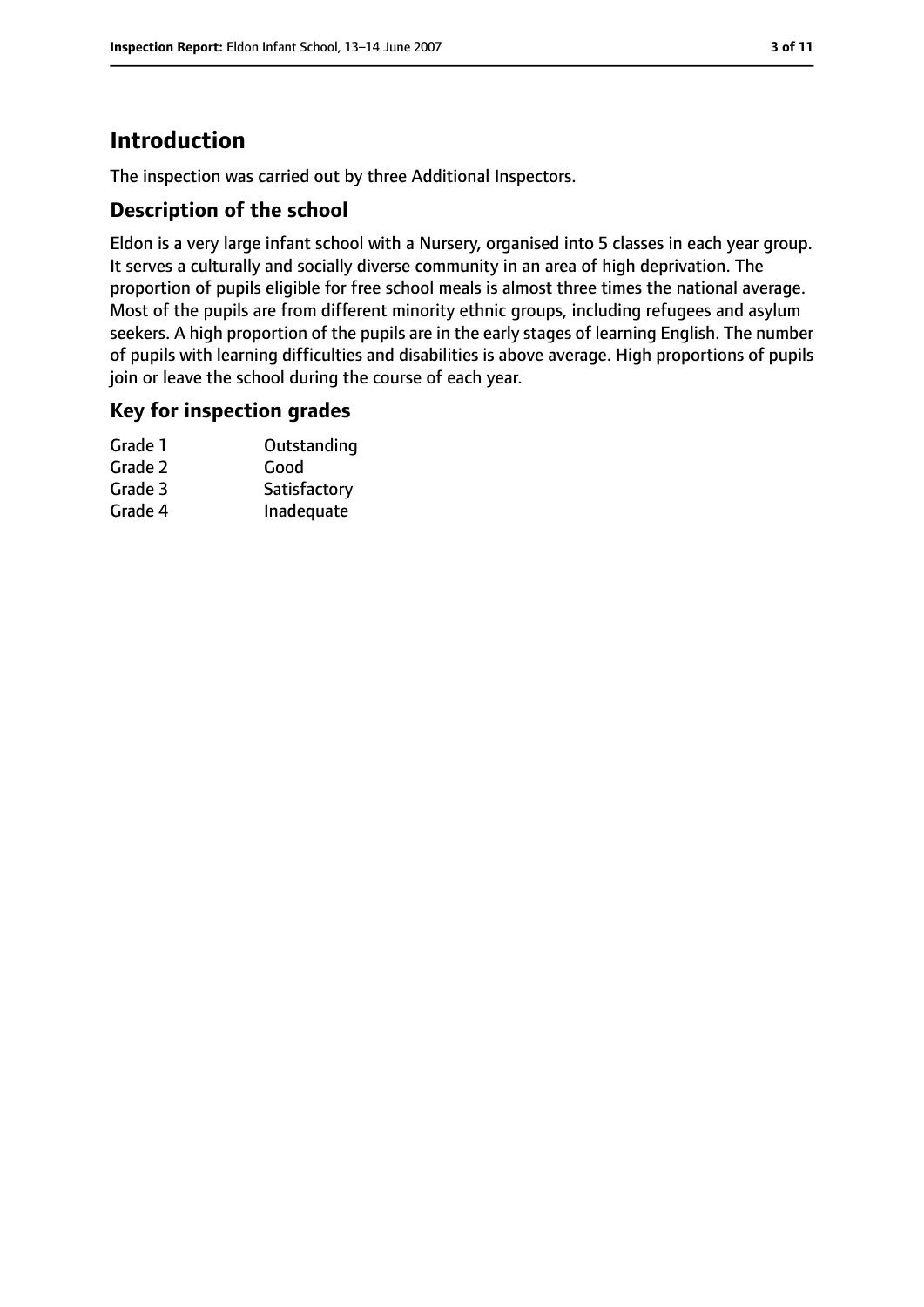# Introduction

The inspection was carried out by three Additional Inspectors.

## Description of the school

Eldon is a very large infant school with a Nursery, organised into 5 classes in each year group. It serves a culturally and socially diverse community in an area of high deprivation. The proportion of pupils eligible for free school meals is almost three times the national average. Most of the pupils are from different minority ethnic groups, including refugees and asylum seekers. A high proportion of the pupils are in the early stages of learning English. The number of pupils with learning difficulties and disabilities is above average. High proportions of pupils join or leave the school during the course of each year.

## Key for inspection grades

| | |
|---|---|
| Grade 1 | Outstanding |
| Grade 2 | Good |
| Grade 3 | Satisfactory |
| Grade 4 | Inadequate |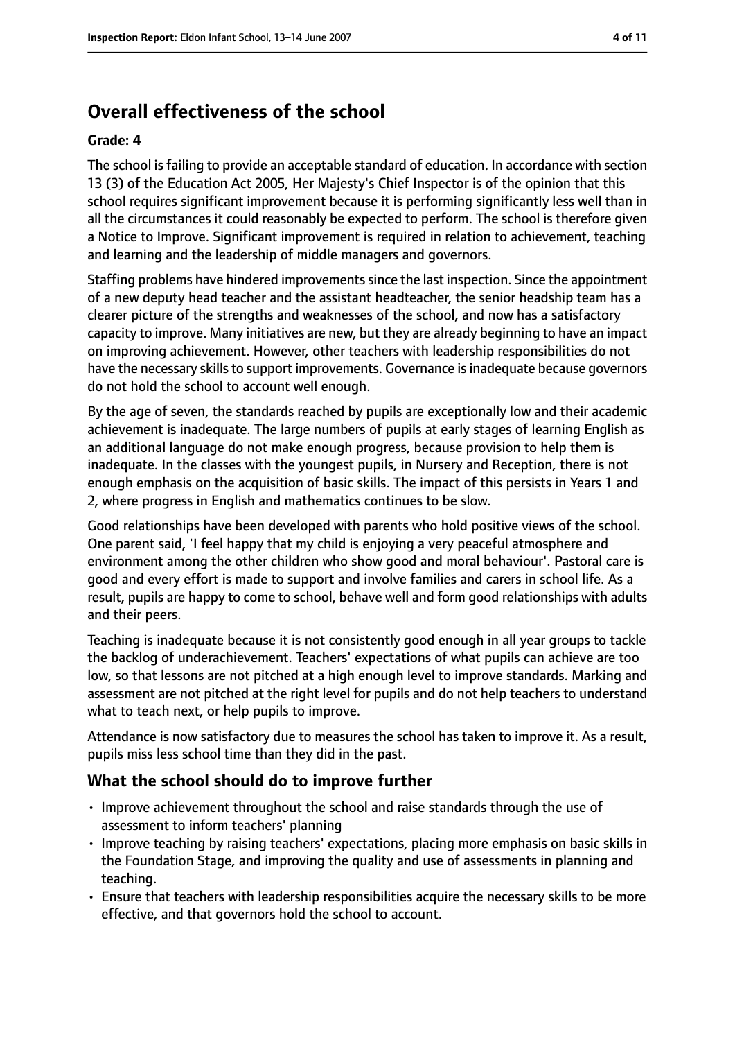## Overall effectiveness of the school

**Grade: 4**

The school is failing to provide an acceptable standard of education. In accordance with section 13 (3) of the Education Act 2005, Her Majesty's Chief Inspector is of the opinion that this school requires significant improvement because it is performing significantly less well than in all the circumstances it could reasonably be expected to perform. The school is therefore given a Notice to Improve. Significant improvement is required in relation to achievement, teaching and learning and the leadership of middle managers and governors.

Staffing problems have hindered improvements since the last inspection. Since the appointment of a new deputy head teacher and the assistant headteacher, the senior headship team has a clearer picture of the strengths and weaknesses of the school, and now has a satisfactory capacity to improve. Many initiatives are new, but they are already beginning to have an impact on improving achievement. However, other teachers with leadership responsibilities do not have the necessary skills to support improvements. Governance is inadequate because governors do not hold the school to account well enough.

By the age of seven, the standards reached by pupils are exceptionally low and their academic achievement is inadequate. The large numbers of pupils at early stages of learning English as an additional language do not make enough progress, because provision to help them is inadequate. In the classes with the youngest pupils, in Nursery and Reception, there is not enough emphasis on the acquisition of basic skills. The impact of this persists in Years 1 and 2, where progress in English and mathematics continues to be slow.

Good relationships have been developed with parents who hold positive views of the school. One parent said, 'I feel happy that my child is enjoying a very peaceful atmosphere and environment among the other children who show good and moral behaviour'. Pastoral care is good and every effort is made to support and involve families and carers in school life. As a result, pupils are happy to come to school, behave well and form good relationships with adults and their peers.

Teaching is inadequate because it is not consistently good enough in all year groups to tackle the backlog of underachievement. Teachers' expectations of what pupils can achieve are too low, so that lessons are not pitched at a high enough level to improve standards. Marking and assessment are not pitched at the right level for pupils and do not help teachers to understand what to teach next, or help pupils to improve.

Attendance is now satisfactory due to measures the school has taken to improve it. As a result, pupils miss less school time than they did in the past.

### What the school should do to improve further

- Improve achievement throughout the school and raise standards through the use of assessment to inform teachers' planning
- Improve teaching by raising teachers' expectations, placing more emphasis on basic skills in the Foundation Stage, and improving the quality and use of assessments in planning and teaching.
- Ensure that teachers with leadership responsibilities acquire the necessary skills to be more effective, and that governors hold the school to account.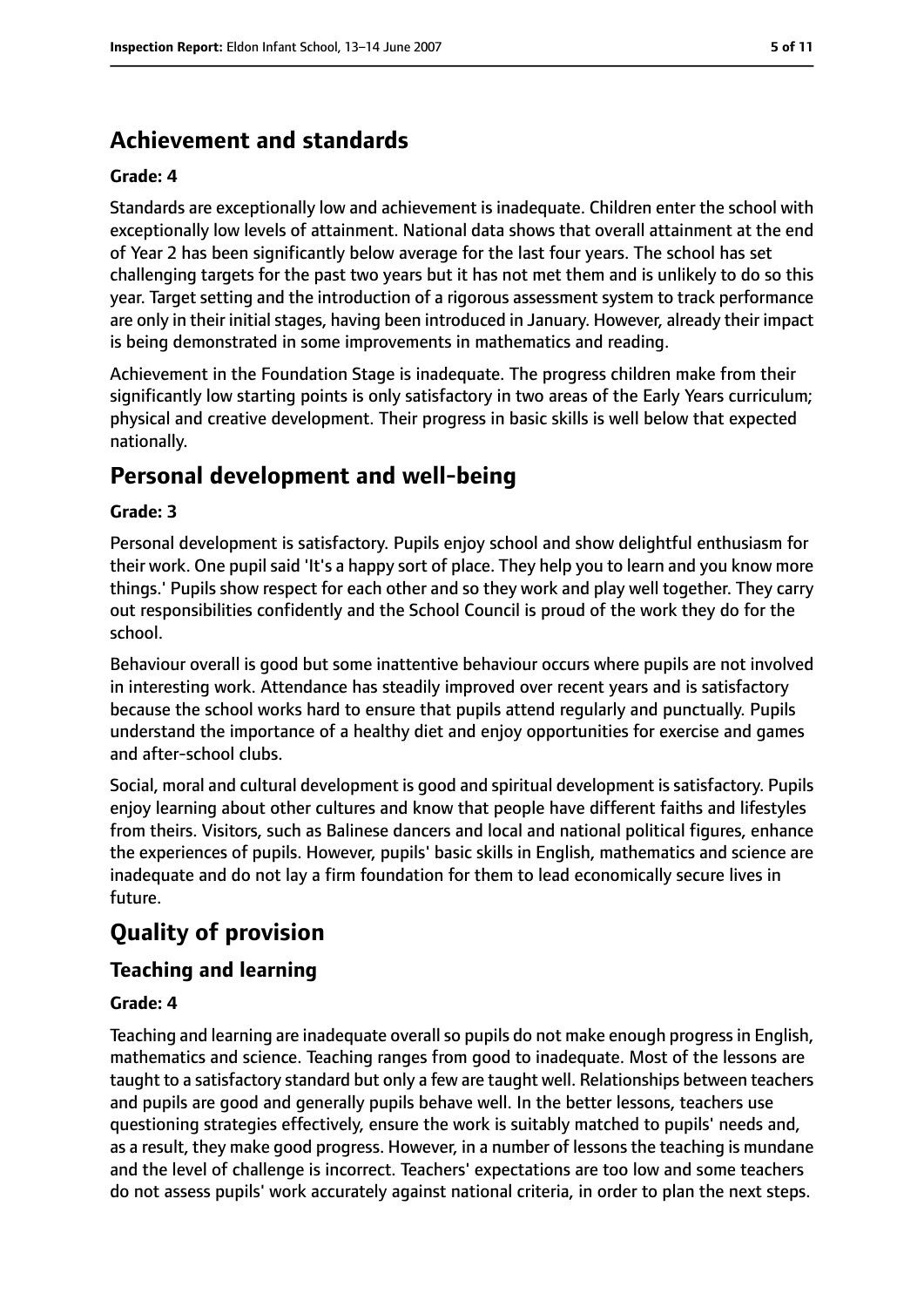## Achievement and standards

**Grade: 4**

Standards are exceptionally low and achievement is inadequate. Children enter the school with exceptionally low levels of attainment. National data shows that overall attainment at the end of Year 2 has been significantly below average for the last four years. The school has set challenging targets for the past two years but it has not met them and is unlikely to do so this year. Target setting and the introduction of a rigorous assessment system to track performance are only in their initial stages, having been introduced in January. However, already their impact is being demonstrated in some improvements in mathematics and reading.

Achievement in the Foundation Stage is inadequate. The progress children make from their significantly low starting points is only satisfactory in two areas of the Early Years curriculum; physical and creative development. Their progress in basic skills is well below that expected nationally.

## Personal development and well-being

**Grade: 3**

Personal development is satisfactory. Pupils enjoy school and show delightful enthusiasm for their work. One pupil said 'It's a happy sort of place. They help you to learn and you know more things.' Pupils show respect for each other and so they work and play well together. They carry out responsibilities confidently and the School Council is proud of the work they do for the school.

Behaviour overall is good but some inattentive behaviour occurs where pupils are not involved in interesting work. Attendance has steadily improved over recent years and is satisfactory because the school works hard to ensure that pupils attend regularly and punctually. Pupils understand the importance of a healthy diet and enjoy opportunities for exercise and games and after-school clubs.

Social, moral and cultural development is good and spiritual development is satisfactory. Pupils enjoy learning about other cultures and know that people have different faiths and lifestyles from theirs. Visitors, such as Balinese dancers and local and national political figures, enhance the experiences of pupils. However, pupils' basic skills in English, mathematics and science are inadequate and do not lay a firm foundation for them to lead economically secure lives in future.

# Quality of provision

## Teaching and learning

**Grade: 4**

Teaching and learning are inadequate overall so pupils do not make enough progress in English, mathematics and science. Teaching ranges from good to inadequate. Most of the lessons are taught to a satisfactory standard but only a few are taught well. Relationships between teachers and pupils are good and generally pupils behave well. In the better lessons, teachers use questioning strategies effectively, ensure the work is suitably matched to pupils' needs and, as a result, they make good progress. However, in a number of lessons the teaching is mundane and the level of challenge is incorrect. Teachers' expectations are too low and some teachers do not assess pupils' work accurately against national criteria, in order to plan the next steps.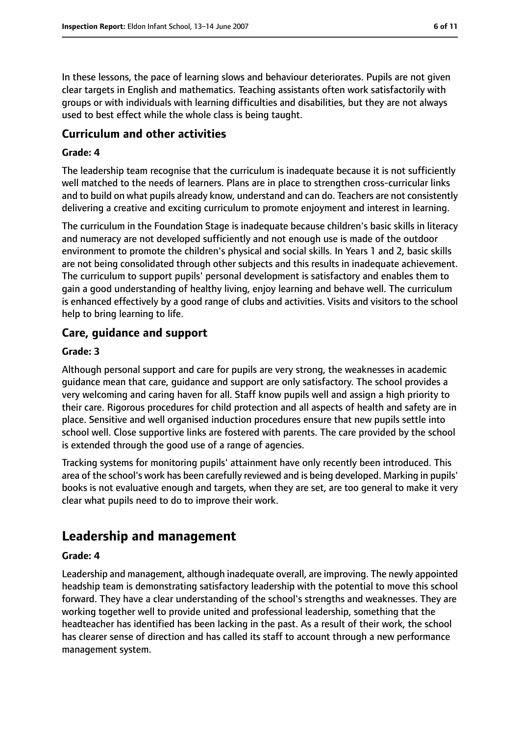In these lessons, the pace of learning slows and behaviour deteriorates. Pupils are not given clear targets in English and mathematics. Teaching assistants often work satisfactorily with groups or with individuals with learning difficulties and disabilities, but they are not always used to best effect while the whole class is being taught.

### Curriculum and other activities

#### Grade: 4

The leadership team recognise that the curriculum is inadequate because it is not sufficiently well matched to the needs of learners. Plans are in place to strengthen cross-curricular links and to build on what pupils already know, understand and can do. Teachers are not consistently delivering a creative and exciting curriculum to promote enjoyment and interest in learning.

The curriculum in the Foundation Stage is inadequate because children's basic skills in literacy and numeracy are not developed sufficiently and not enough use is made of the outdoor environment to promote the children's physical and social skills. In Years 1 and 2, basic skills are not being consolidated through other subjects and this results in inadequate achievement. The curriculum to support pupils' personal development is satisfactory and enables them to gain a good understanding of healthy living, enjoy learning and behave well. The curriculum is enhanced effectively by a good range of clubs and activities. Visits and visitors to the school help to bring learning to life.

### Care, guidance and support

#### Grade: 3

Although personal support and care for pupils are very strong, the weaknesses in academic guidance mean that care, guidance and support are only satisfactory. The school provides a very welcoming and caring haven for all. Staff know pupils well and assign a high priority to their care. Rigorous procedures for child protection and all aspects of health and safety are in place. Sensitive and well organised induction procedures ensure that new pupils settle into school well. Close supportive links are fostered with parents. The care provided by the school is extended through the good use of a range of agencies.

Tracking systems for monitoring pupils' attainment have only recently been introduced. This area of the school's work has been carefully reviewed and is being developed. Marking in pupils' books is not evaluative enough and targets, when they are set, are too general to make it very clear what pupils need to do to improve their work.

## Leadership and management

#### Grade: 4

Leadership and management, although inadequate overall, are improving. The newly appointed headship team is demonstrating satisfactory leadership with the potential to move this school forward. They have a clear understanding of the school's strengths and weaknesses. They are working together well to provide united and professional leadership, something that the headteacher has identified has been lacking in the past. As a result of their work, the school has clearer sense of direction and has called its staff to account through a new performance management system.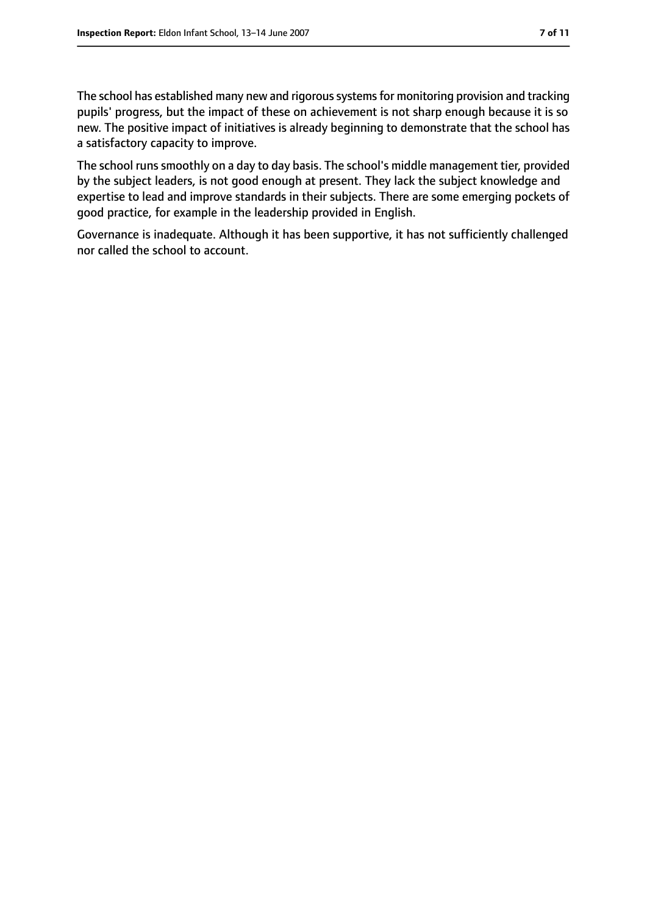The school has established many new and rigorous systems for monitoring provision and tracking pupils' progress, but the impact of these on achievement is not sharp enough because it is so new. The positive impact of initiatives is already beginning to demonstrate that the school has a satisfactory capacity to improve.

The school runs smoothly on a day to day basis. The school's middle management tier, provided by the subject leaders, is not good enough at present. They lack the subject knowledge and expertise to lead and improve standards in their subjects. There are some emerging pockets of good practice, for example in the leadership provided in English.

Governance is inadequate. Although it has been supportive, it has not sufficiently challenged nor called the school to account.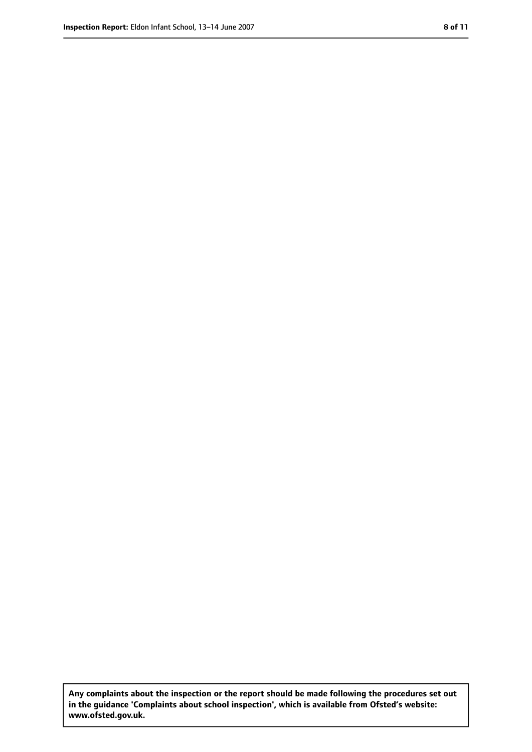**Any complaints about the inspection or the report should be made following the procedures set out in the guidance 'Complaints about school inspection', which is available from Ofsted's website: www.ofsted.gov.uk.**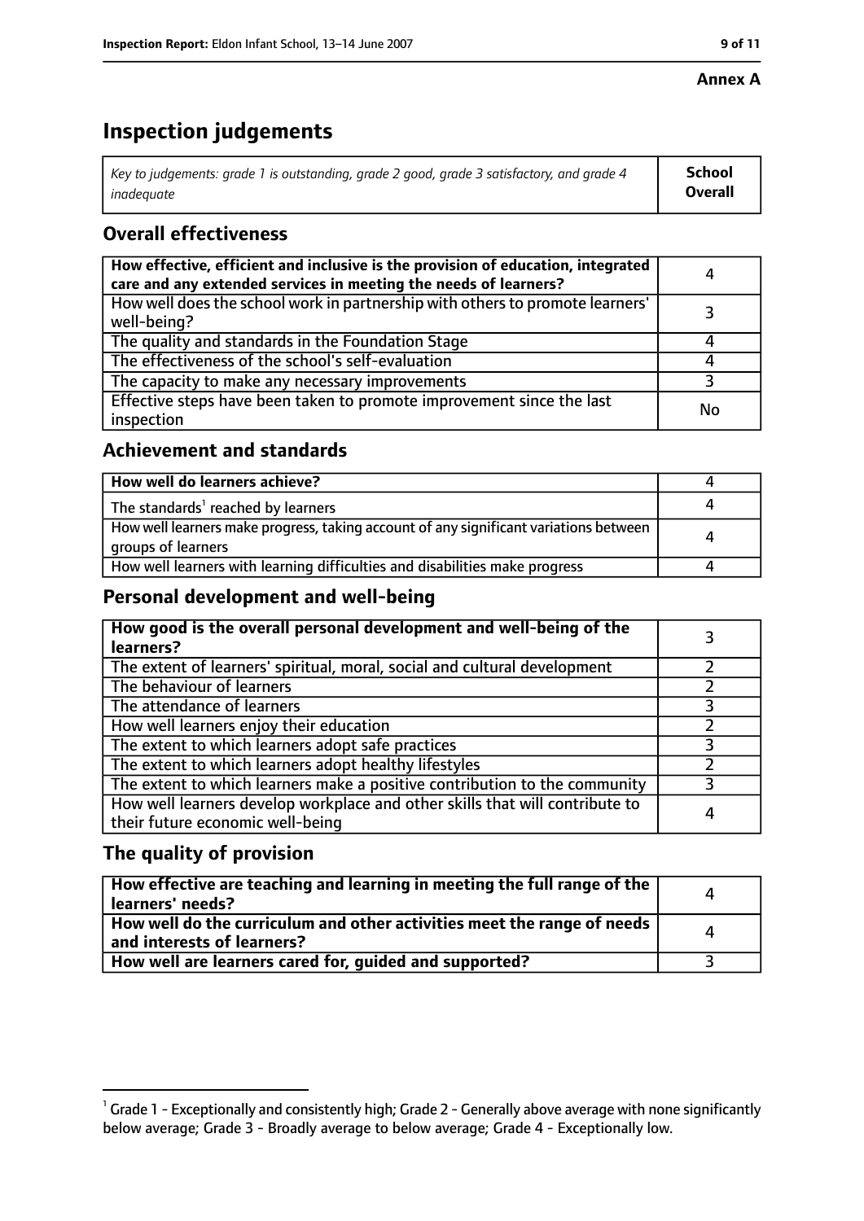**Annex A**

# Inspection judgements

| *Key to judgements: grade 1 is outstanding, grade 2 good, grade 3 satisfactory, and grade 4 inadequate* | **School Overall** |
|---|---|

## Overall effectiveness

| | |
|---|---|
| **How effective, efficient and inclusive is the provision of education, integrated care and any extended services in meeting the needs of learners?** | 4 |
| How well does the school work in partnership with others to promote learners' well-being? | 3 |
| The quality and standards in the Foundation Stage | 4 |
| The effectiveness of the school's self-evaluation | 4 |
| The capacity to make any necessary improvements | 3 |
| Effective steps have been taken to promote improvement since the last inspection | No |

## Achievement and standards

| | |
|---|---|
| **How well do learners achieve?** | 4 |
| The standards[1] reached by learners | 4 |
| How well learners make progress, taking account of any significant variations between groups of learners | 4 |
| How well learners with learning difficulties and disabilities make progress | 4 |

## Personal development and well-being

| | |
|---|---|
| **How good is the overall personal development and well-being of the learners?** | 3 |
| The extent of learners' spiritual, moral, social and cultural development | 2 |
| The behaviour of learners | 2 |
| The attendance of learners | 3 |
| How well learners enjoy their education | 2 |
| The extent to which learners adopt safe practices | 3 |
| The extent to which learners adopt healthy lifestyles | 2 |
| The extent to which learners make a positive contribution to the community | 3 |
| How well learners develop workplace and other skills that will contribute to their future economic well-being | 4 |

## The quality of provision

| | |
|---|---|
| **How effective are teaching and learning in meeting the full range of the learners' needs?** | 4 |
| **How well do the curriculum and other activities meet the range of needs and interests of learners?** | 4 |
| **How well are learners cared for, guided and supported?** | 3 |

[1] Grade 1 - Exceptionally and consistently high; Grade 2 - Generally above average with none significantly below average; Grade 3 - Broadly average to below average; Grade 4 - Exceptionally low.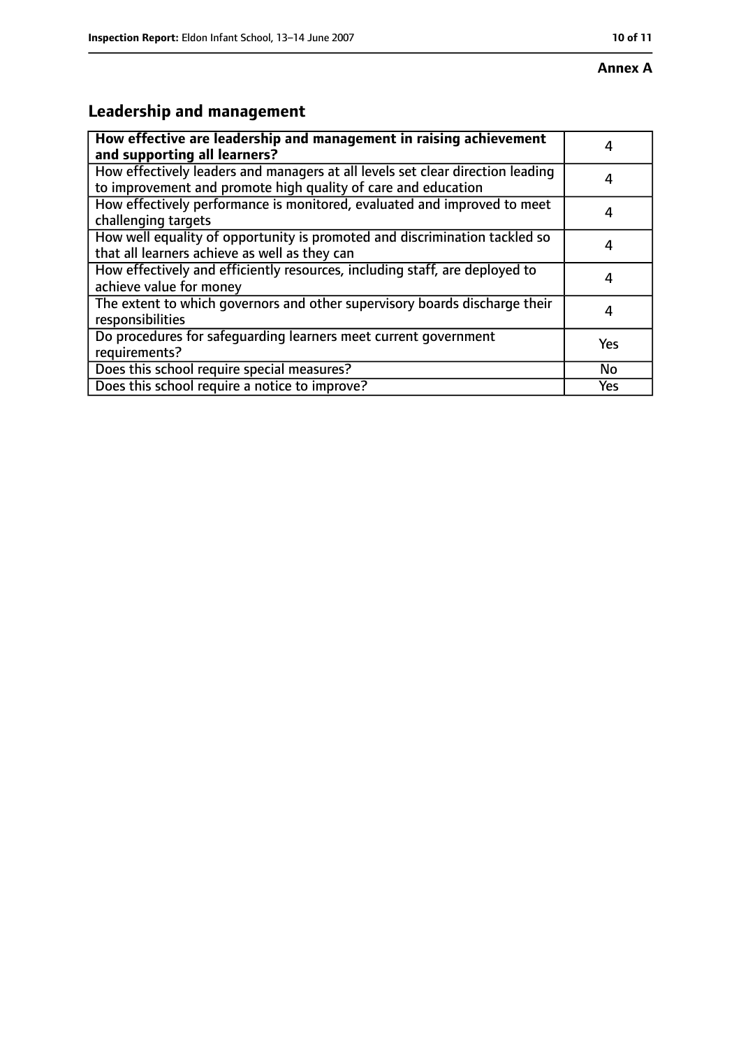**Annex A**

## Leadership and management

| How effective are leadership and management in raising achievement and supporting all learners? | 4 |
| --- | --- |
| How effectively leaders and managers at all levels set clear direction leading to improvement and promote high quality of care and education | 4 |
| How effectively performance is monitored, evaluated and improved to meet challenging targets | 4 |
| How well equality of opportunity is promoted and discrimination tackled so that all learners achieve as well as they can | 4 |
| How effectively and efficiently resources, including staff, are deployed to achieve value for money | 4 |
| The extent to which governors and other supervisory boards discharge their responsibilities | 4 |
| Do procedures for safeguarding learners meet current government requirements? | Yes |
| Does this school require special measures? | No |
| Does this school require a notice to improve? | Yes |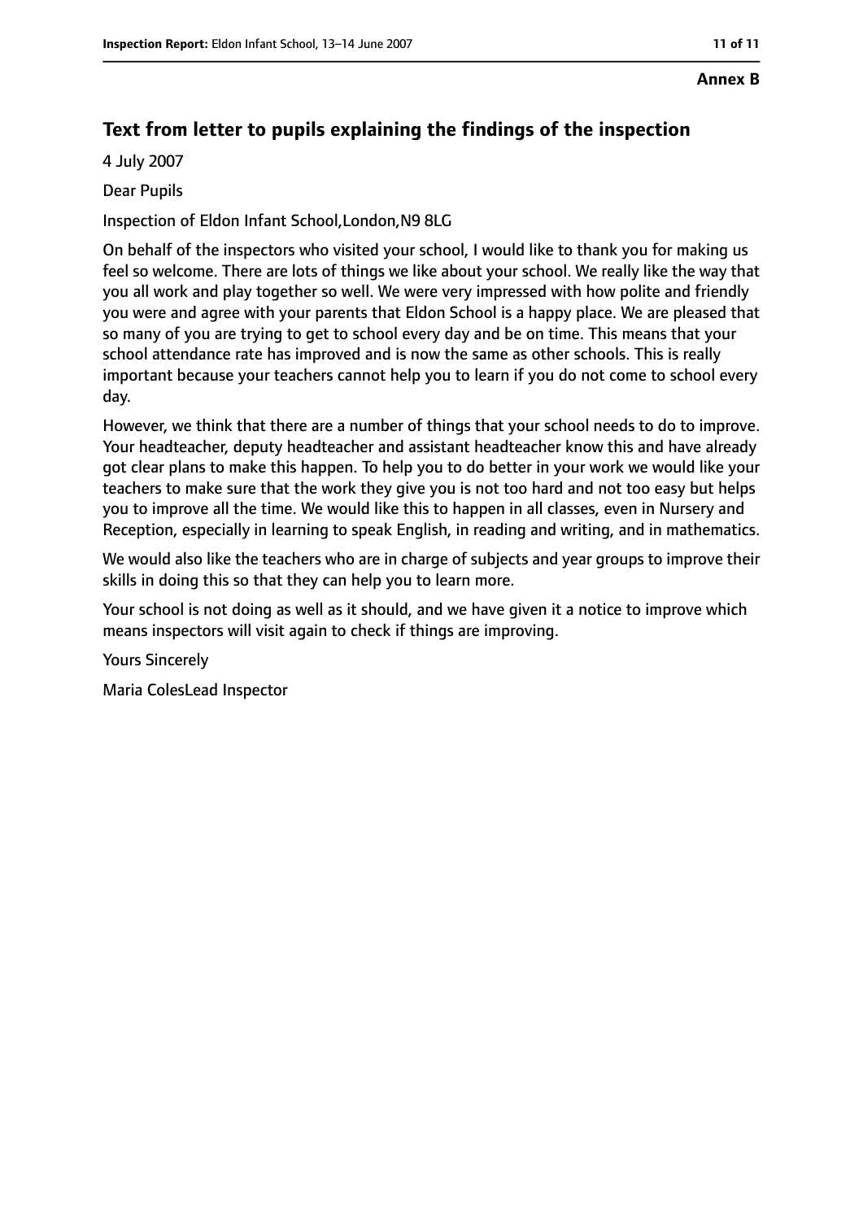**Annex B**

## Text from letter to pupils explaining the findings of the inspection

4 July 2007

Dear Pupils

Inspection of Eldon Infant School,London,N9 8LG

On behalf of the inspectors who visited your school, I would like to thank you for making us feel so welcome. There are lots of things we like about your school. We really like the way that you all work and play together so well. We were very impressed with how polite and friendly you were and agree with your parents that Eldon School is a happy place. We are pleased that so many of you are trying to get to school every day and be on time. This means that your school attendance rate has improved and is now the same as other schools. This is really important because your teachers cannot help you to learn if you do not come to school every day.

However, we think that there are a number of things that your school needs to do to improve. Your headteacher, deputy headteacher and assistant headteacher know this and have already got clear plans to make this happen. To help you to do better in your work we would like your teachers to make sure that the work they give you is not too hard and not too easy but helps you to improve all the time. We would like this to happen in all classes, even in Nursery and Reception, especially in learning to speak English, in reading and writing, and in mathematics.

We would also like the teachers who are in charge of subjects and year groups to improve their skills in doing this so that they can help you to learn more.

Your school is not doing as well as it should, and we have given it a notice to improve which means inspectors will visit again to check if things are improving.

Yours Sincerely

Maria ColesLead Inspector